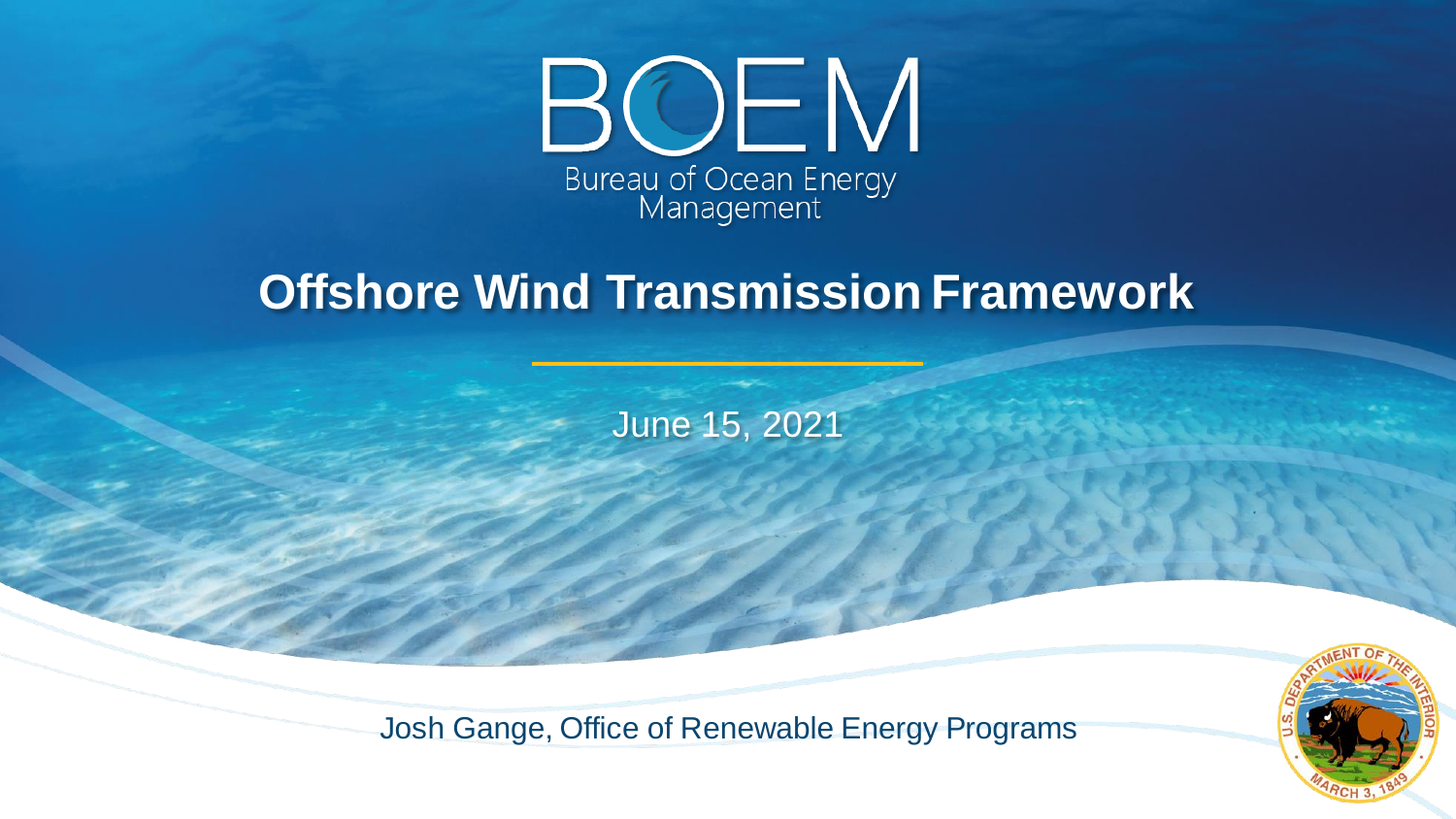BOEM

Bureau of Ocean Energy Management

# Offshore Wind Transmission Framework

June 15, 2021

Josh Gange, Office of Renewable Energy Programs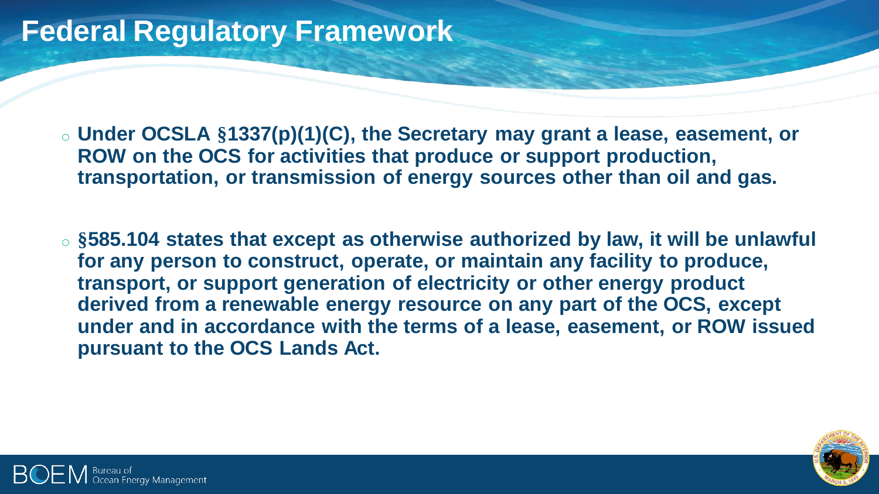# Federal Regulatory Framework

- **Under OCSLA §1337(p)(1)(C), the Secretary may grant a lease, easement, or ROW on the OCS for activities that produce or support production, transportation, or transmission of energy sources other than oil and gas.**

- **§585.104 states that except as otherwise authorized by law, it will be unlawful for any person to construct, operate, or maintain any facility to produce, transport, or support generation of electricity or other energy product derived from a renewable energy resource on any part of the OCS, except under and in accordance with the terms of a lease, easement, or ROW issued pursuant to the OCS Lands Act.**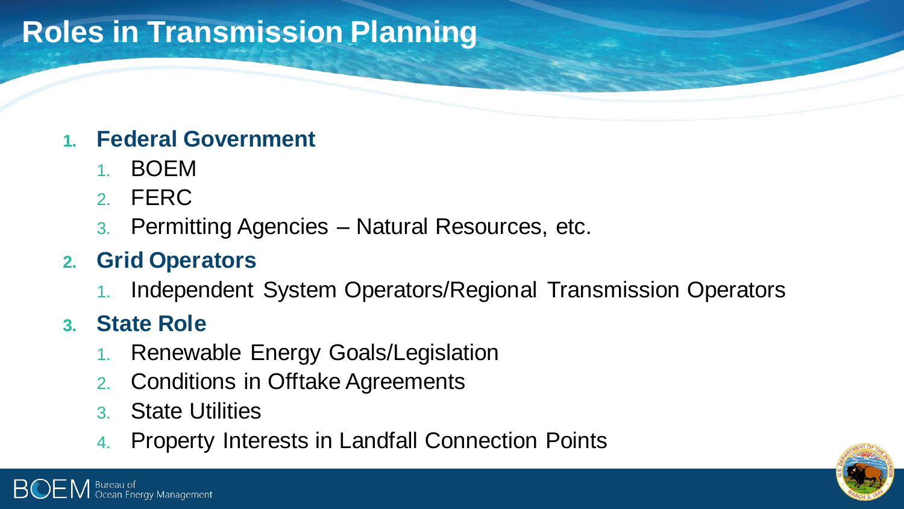# Roles in Transmission Planning

1. **Federal Government**
    1. BOEM
    2. FERC
    3. Permitting Agencies – Natural Resources, etc.
2. **Grid Operators**
    1. Independent System Operators/Regional Transmission Operators
3. **State Role**
    1. Renewable Energy Goals/Legislation
    2. Conditions in Offtake Agreements
    3. State Utilities
    4. Property Interests in Landfall Connection Points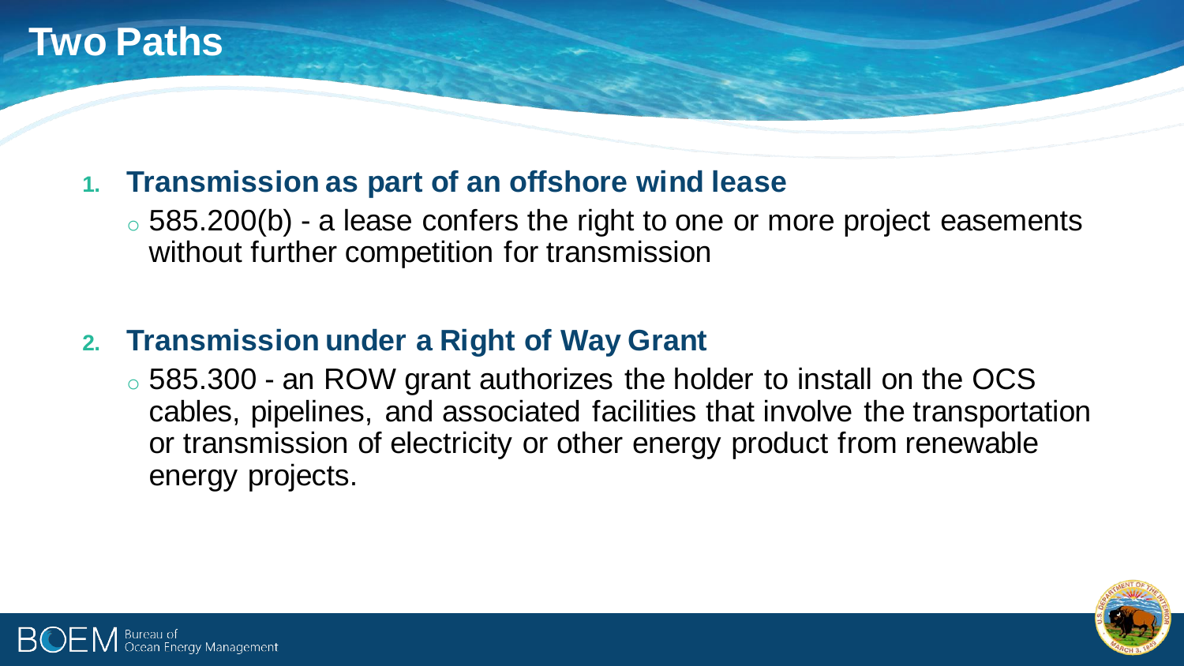# Two Paths

1. **Transmission as part of an offshore wind lease**
   - 585.200(b) - a lease confers the right to one or more project easements without further competition for transmission

2. **Transmission under a Right of Way Grant**
   - 585.300 - an ROW grant authorizes the holder to install on the OCS cables, pipelines, and associated facilities that involve the transportation or transmission of electricity or other energy product from renewable energy projects.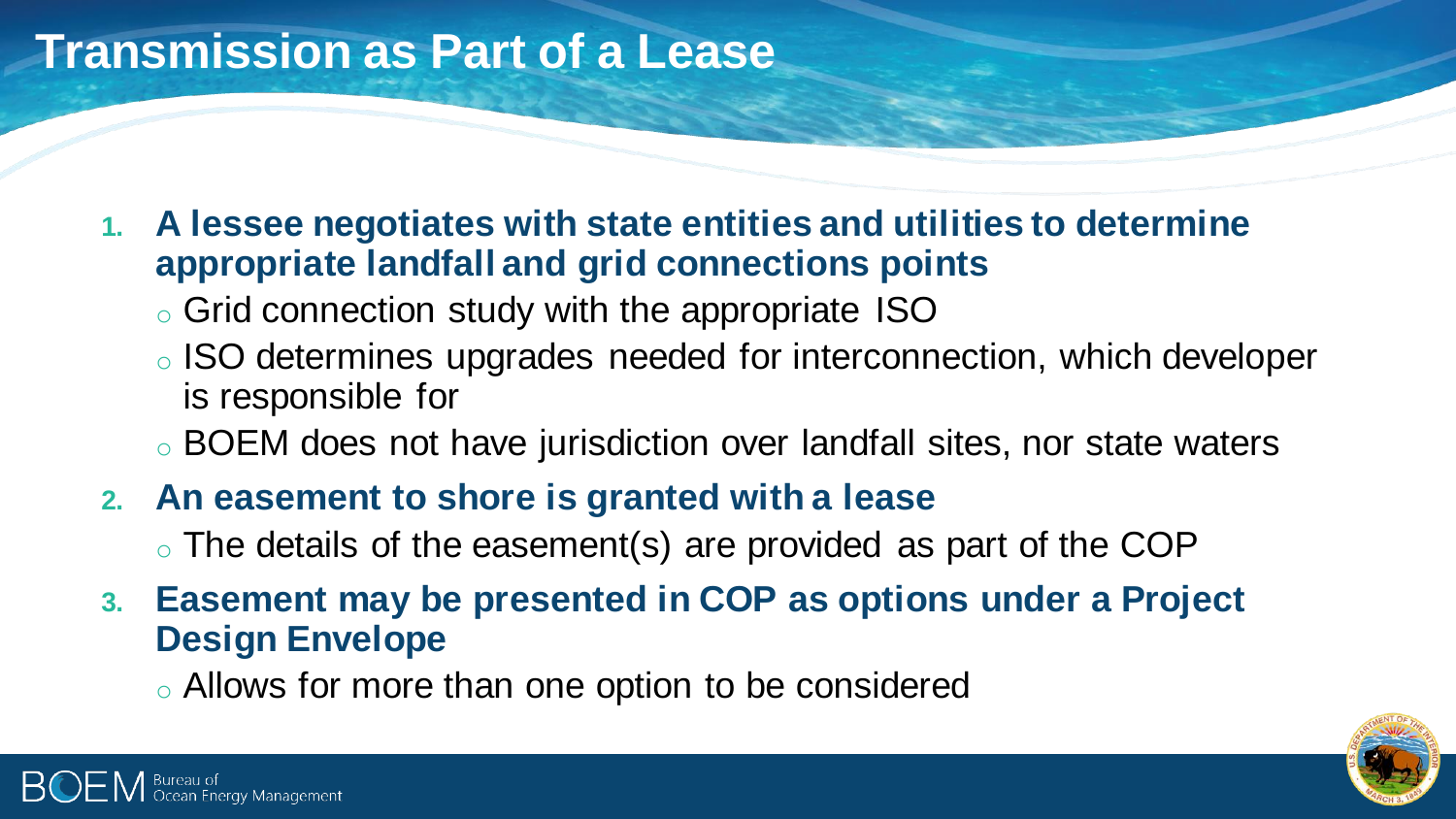# Transmission as Part of a Lease

1. **A lessee negotiates with state entities and utilities to determine appropriate landfall and grid connections points**
   - Grid connection study with the appropriate ISO
   - ISO determines upgrades needed for interconnection, which developer is responsible for
   - BOEM does not have jurisdiction over landfall sites, nor state waters
2. **An easement to shore is granted with a lease**
   - The details of the easement(s) are provided as part of the COP
3. **Easement may be presented in COP as options under a Project Design Envelope**
   - Allows for more than one option to be considered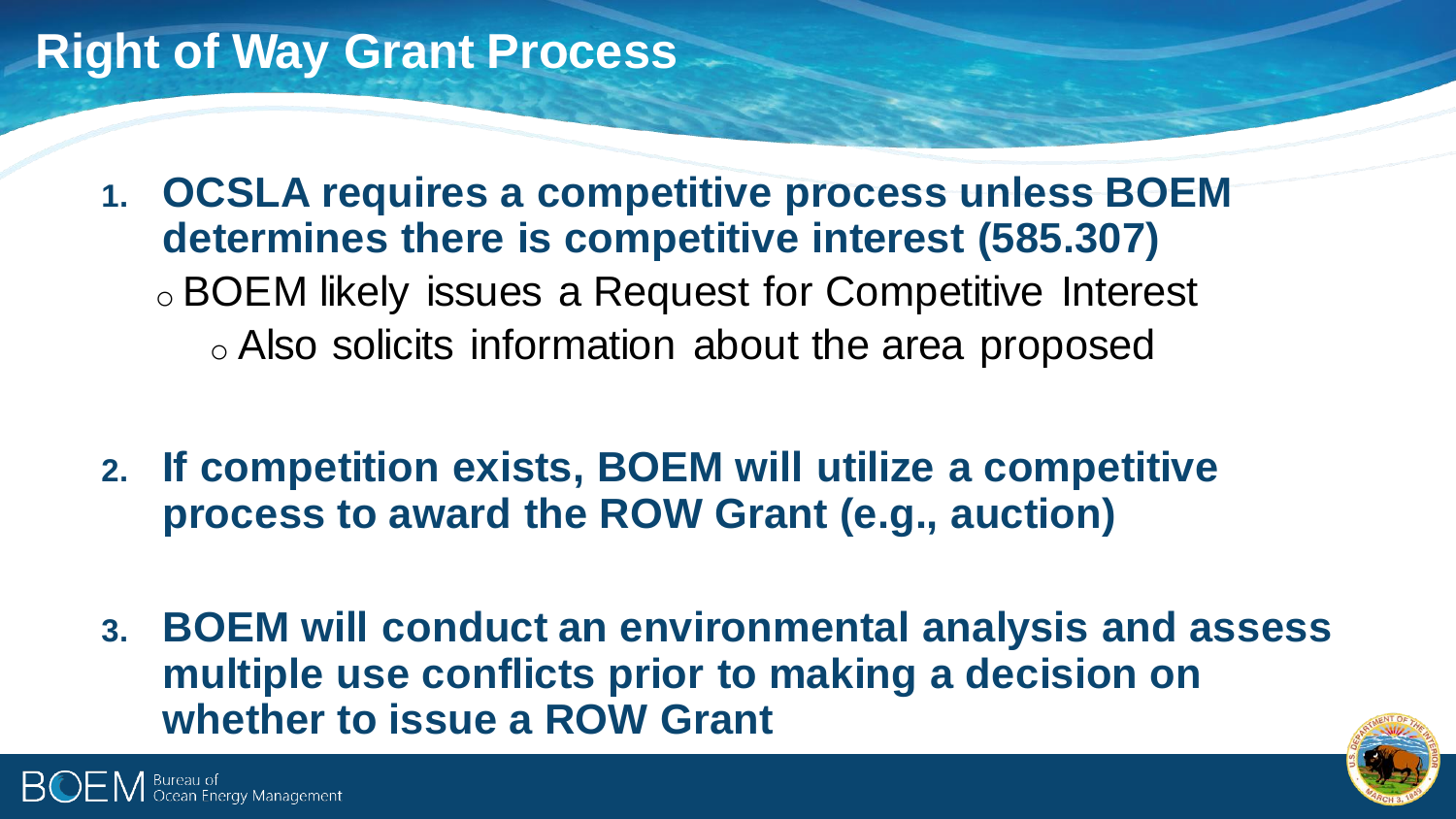# Right of Way Grant Process

1. **OCSLA requires a competitive process unless BOEM determines there is competitive interest (585.307)**
   - BOEM likely issues a Request for Competitive Interest
     - Also solicits information about the area proposed

2. **If competition exists, BOEM will utilize a competitive process to award the ROW Grant (e.g., auction)**

3. **BOEM will conduct an environmental analysis and assess multiple use conflicts prior to making a decision on whether to issue a ROW Grant**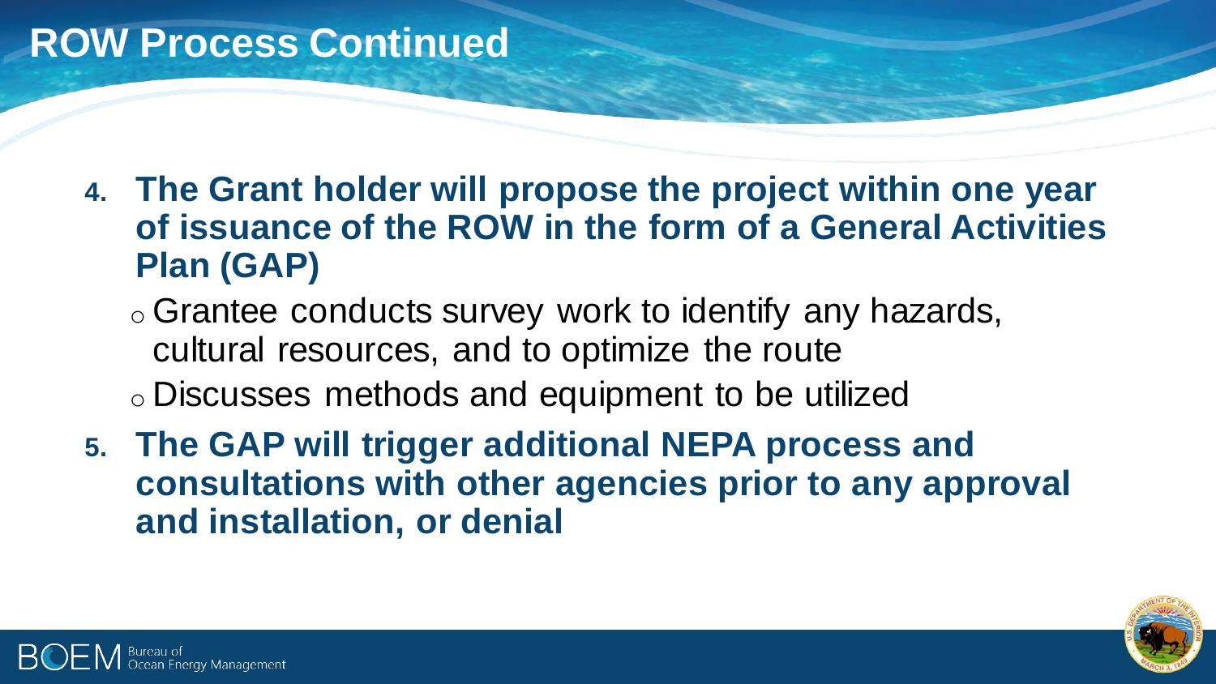# ROW Process Continued

4. **The Grant holder will propose the project within one year of issuance of the ROW in the form of a General Activities Plan (GAP)**
   - Grantee conducts survey work to identify any hazards, cultural resources, and to optimize the route
   - Discusses methods and equipment to be utilized
5. **The GAP will trigger additional NEPA process and consultations with other agencies prior to any approval and installation, or denial**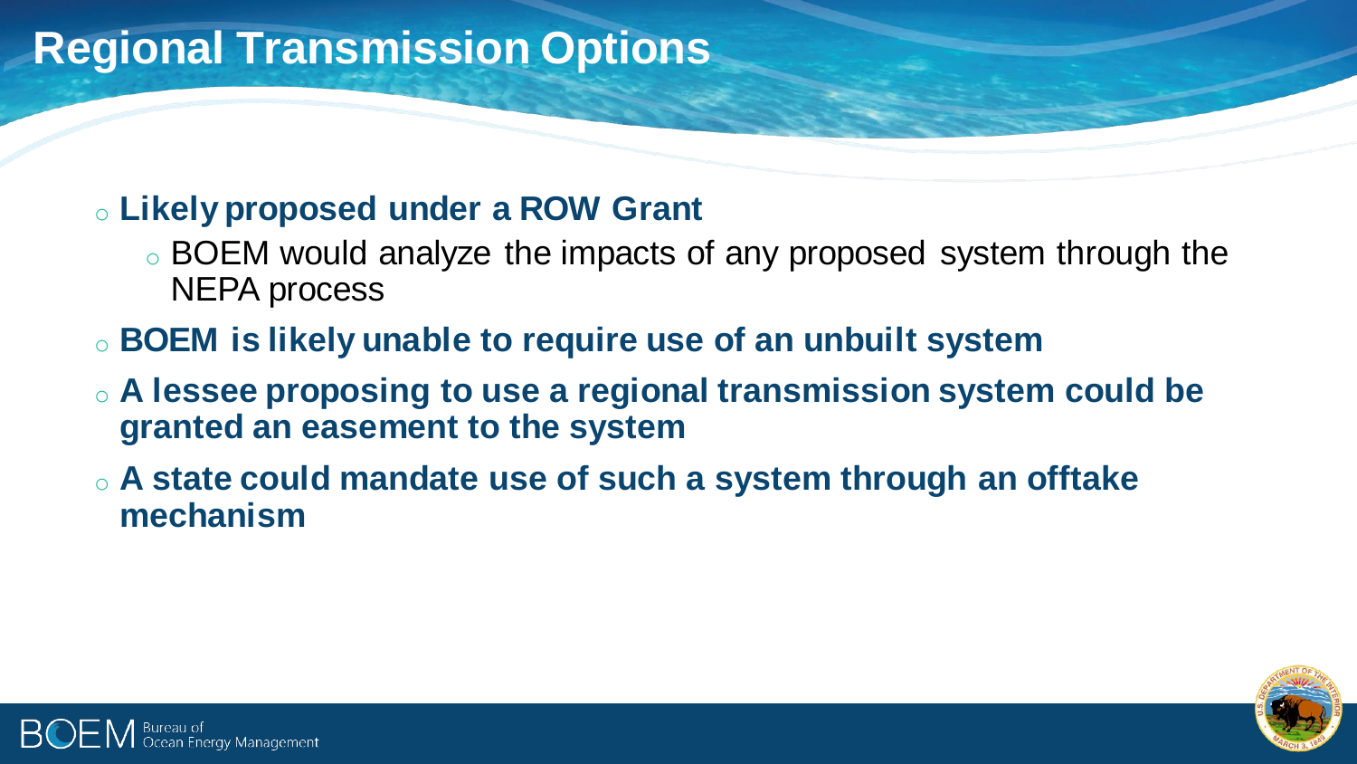# Regional Transmission Options

- **Likely proposed under a ROW Grant**
  - BOEM would analyze the impacts of any proposed system through the NEPA process
- **BOEM is likely unable to require use of an unbuilt system**
- **A lessee proposing to use a regional transmission system could be granted an easement to the system**
- **A state could mandate use of such a system through an offtake mechanism**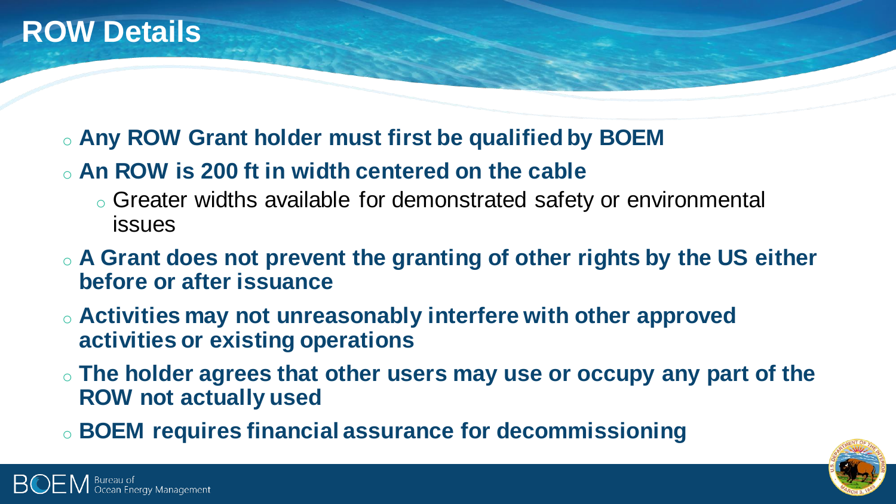# ROW Details

- **Any ROW Grant holder must first be qualified by BOEM**
- **An ROW is 200 ft in width centered on the cable**
  - Greater widths available for demonstrated safety or environmental issues
- **A Grant does not prevent the granting of other rights by the US either before or after issuance**
- **Activities may not unreasonably interfere with other approved activities or existing operations**
- **The holder agrees that other users may use or occupy any part of the ROW not actually used**
- **BOEM requires financial assurance for decommissioning**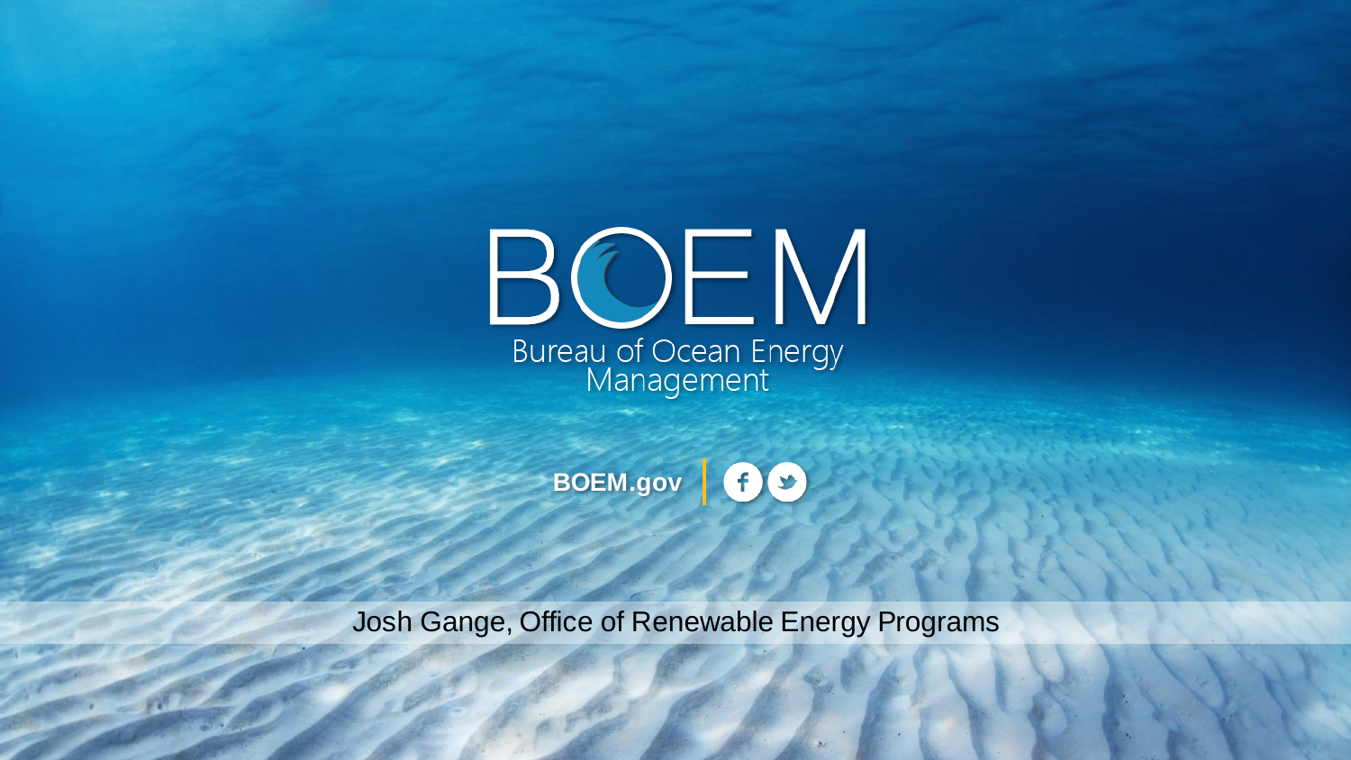# BOEM

Bureau of Ocean Energy Management

**BOEM.gov**

Josh Gange, Office of Renewable Energy Programs